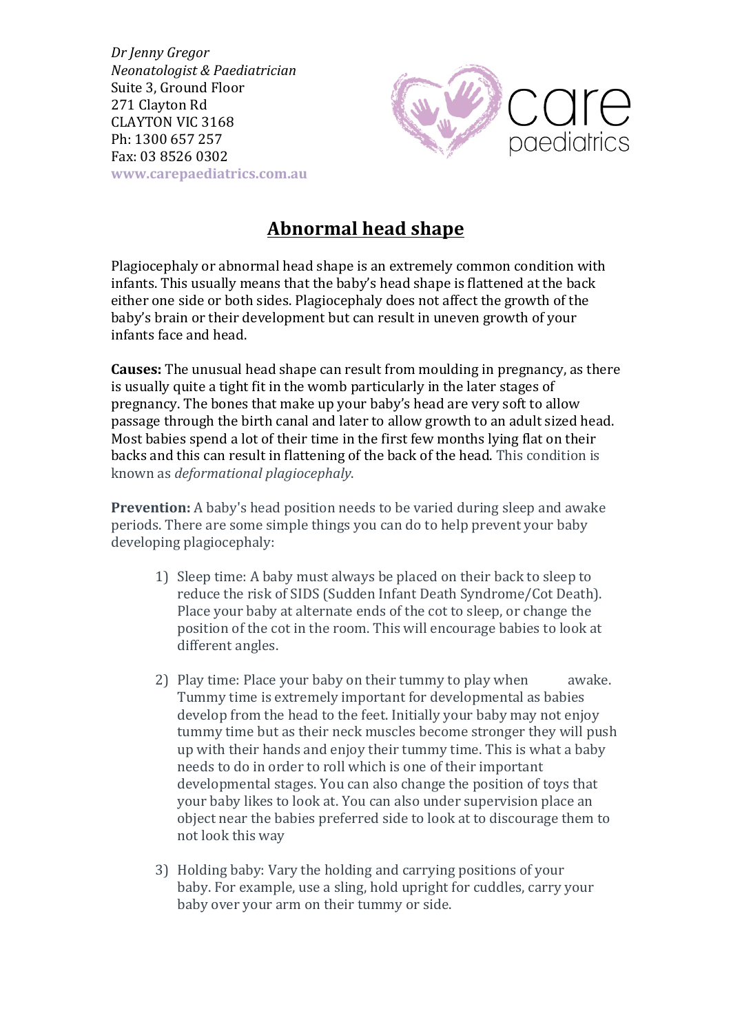*Dr Jenny Gregor*
*Neonatologist & Paediatrician*
Suite 3, Ground Floor
271 Clayton Rd
CLAYTON VIC 3168
Ph: 1300 657 257
Fax: 03 8526 0302
www.carepaediatrics.com.au

care paediatrics

# Abnormal head shape

Plagiocephaly or abnormal head shape is an extremely common condition with infants. This usually means that the baby's head shape is flattened at the back either one side or both sides. Plagiocephaly does not affect the growth of the baby's brain or their development but can result in uneven growth of your infants face and head.

**Causes:** The unusual head shape can result from moulding in pregnancy, as there is usually quite a tight fit in the womb particularly in the later stages of pregnancy. The bones that make up your baby's head are very soft to allow passage through the birth canal and later to allow growth to an adult sized head. Most babies spend a lot of their time in the first few months lying flat on their backs and this can result in flattening of the back of the head. This condition is known as *deformational plagiocephaly*.

**Prevention:** A baby's head position needs to be varied during sleep and awake periods. There are some simple things you can do to help prevent your baby developing plagiocephaly:

1) Sleep time: A baby must always be placed on their back to sleep to reduce the risk of SIDS (Sudden Infant Death Syndrome/Cot Death). Place your baby at alternate ends of the cot to sleep, or change the position of the cot in the room. This will encourage babies to look at different angles.

2) Play time: Place your baby on their tummy to play when awake. Tummy time is extremely important for developmental as babies develop from the head to the feet. Initially your baby may not enjoy tummy time but as their neck muscles become stronger they will push up with their hands and enjoy their tummy time. This is what a baby needs to do in order to roll which is one of their important developmental stages. You can also change the position of toys that your baby likes to look at. You can also under supervision place an object near the babies preferred side to look at to discourage them to not look this way

3) Holding baby: Vary the holding and carrying positions of your baby. For example, use a sling, hold upright for cuddles, carry your baby over your arm on their tummy or side.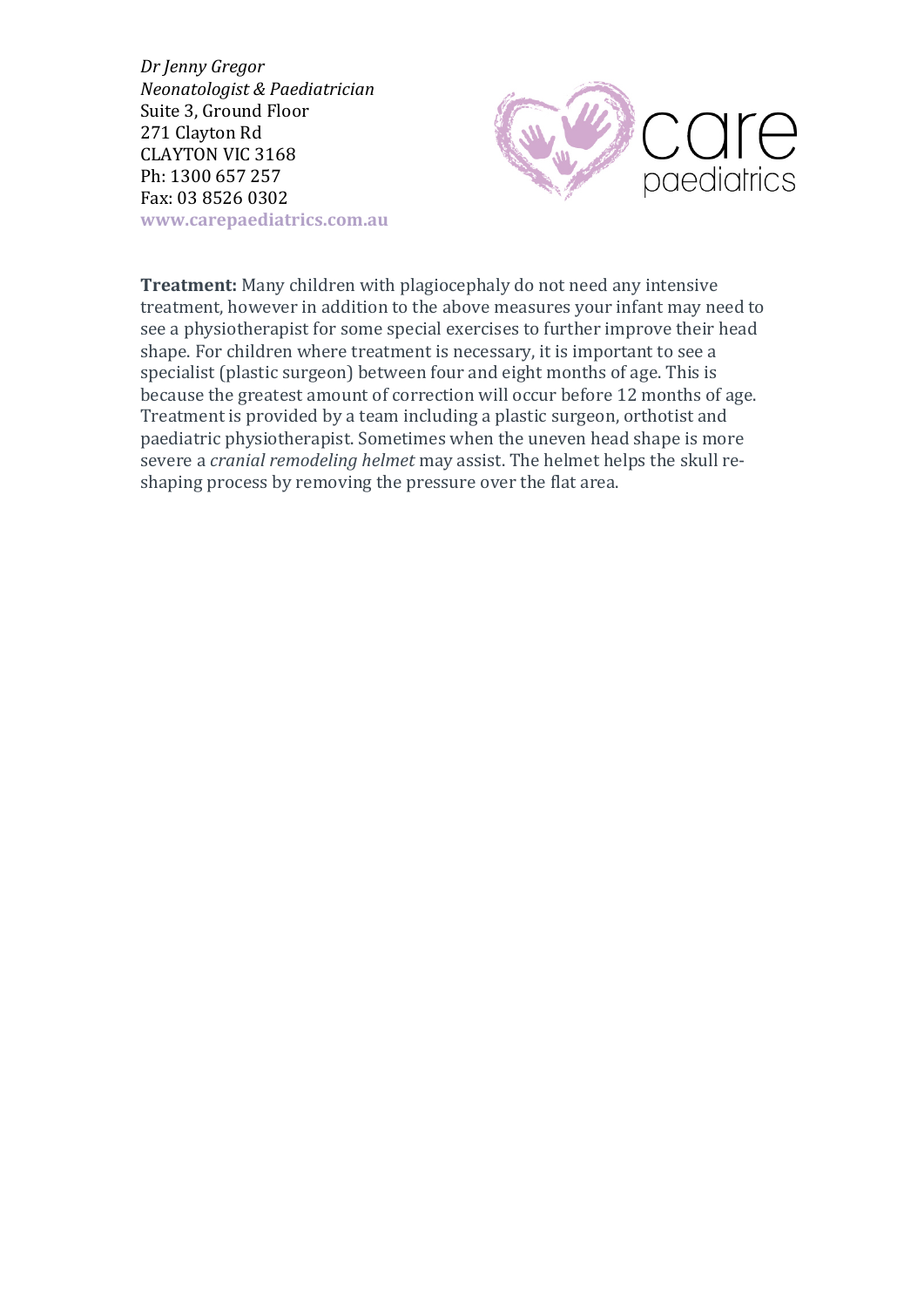*Dr Jenny Gregor*
*Neonatologist & Paediatrician*
Suite 3, Ground Floor
271 Clayton Rd
CLAYTON VIC 3168
Ph: 1300 657 257
Fax: 03 8526 0302
**www.carepaediatrics.com.au**

**Treatment:** Many children with plagiocephaly do not need any intensive treatment, however in addition to the above measures your infant may need to see a physiotherapist for some special exercises to further improve their head shape. For children where treatment is necessary, it is important to see a specialist (plastic surgeon) between four and eight months of age. This is because the greatest amount of correction will occur before 12 months of age. Treatment is provided by a team including a plastic surgeon, orthotist and paediatric physiotherapist. Sometimes when the uneven head shape is more severe a *cranial remodeling helmet* may assist. The helmet helps the skull re-shaping process by removing the pressure over the flat area.